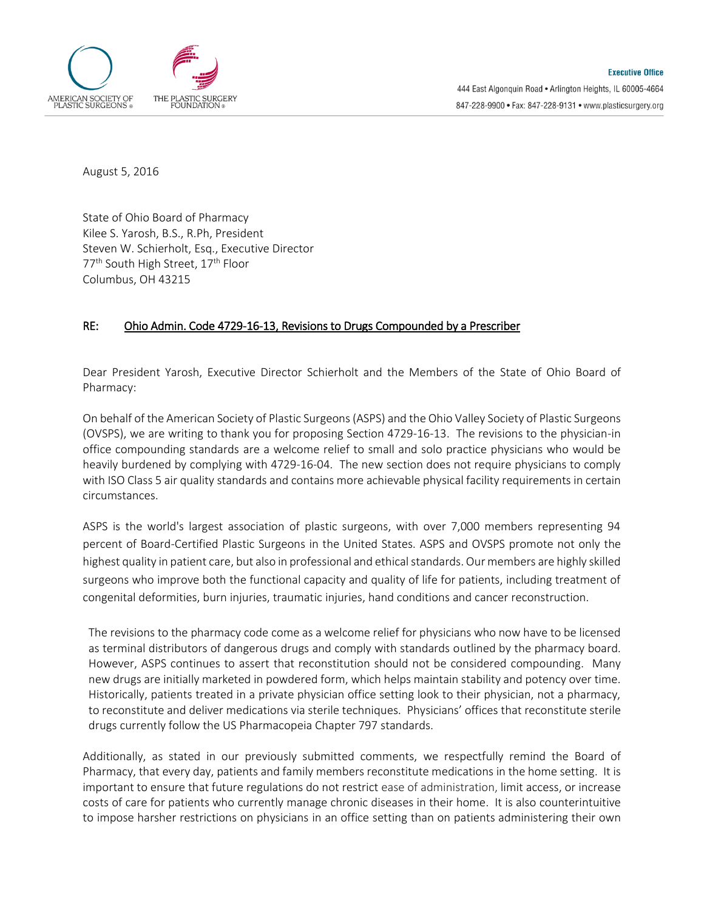AMERICAN SOCIETY OF PLASTIC SURGEONS® THE PLASTIC SURGERY FOUNDATION®

**Executive Office**

444 East Algonquin Road • Arlington Heights, IL 60005-4664

847-228-9900 • Fax: 847-228-9131 • www.plasticsurgery.org

August 5, 2016

State of Ohio Board of Pharmacy
Kilee S. Yarosh, B.S., R.Ph, President
Steven W. Schierholt, Esq., Executive Director
77th South High Street, 17th Floor
Columbus, OH 43215

RE: Ohio Admin. Code 4729-16-13, Revisions to Drugs Compounded by a Prescriber

Dear President Yarosh, Executive Director Schierholt and the Members of the State of Ohio Board of Pharmacy:

On behalf of the American Society of Plastic Surgeons (ASPS) and the Ohio Valley Society of Plastic Surgeons (OVSPS), we are writing to thank you for proposing Section 4729-16-13. The revisions to the physician-in office compounding standards are a welcome relief to small and solo practice physicians who would be heavily burdened by complying with 4729-16-04. The new section does not require physicians to comply with ISO Class 5 air quality standards and contains more achievable physical facility requirements in certain circumstances.

ASPS is the world's largest association of plastic surgeons, with over 7,000 members representing 94 percent of Board-Certified Plastic Surgeons in the United States. ASPS and OVSPS promote not only the highest quality in patient care, but also in professional and ethical standards. Our members are highly skilled surgeons who improve both the functional capacity and quality of life for patients, including treatment of congenital deformities, burn injuries, traumatic injuries, hand conditions and cancer reconstruction.

The revisions to the pharmacy code come as a welcome relief for physicians who now have to be licensed as terminal distributors of dangerous drugs and comply with standards outlined by the pharmacy board. However, ASPS continues to assert that reconstitution should not be considered compounding. Many new drugs are initially marketed in powdered form, which helps maintain stability and potency over time. Historically, patients treated in a private physician office setting look to their physician, not a pharmacy, to reconstitute and deliver medications via sterile techniques. Physicians' offices that reconstitute sterile drugs currently follow the US Pharmacopeia Chapter 797 standards.

Additionally, as stated in our previously submitted comments, we respectfully remind the Board of Pharmacy, that every day, patients and family members reconstitute medications in the home setting. It is important to ensure that future regulations do not restrict ease of administration, limit access, or increase costs of care for patients who currently manage chronic diseases in their home. It is also counterintuitive to impose harsher restrictions on physicians in an office setting than on patients administering their own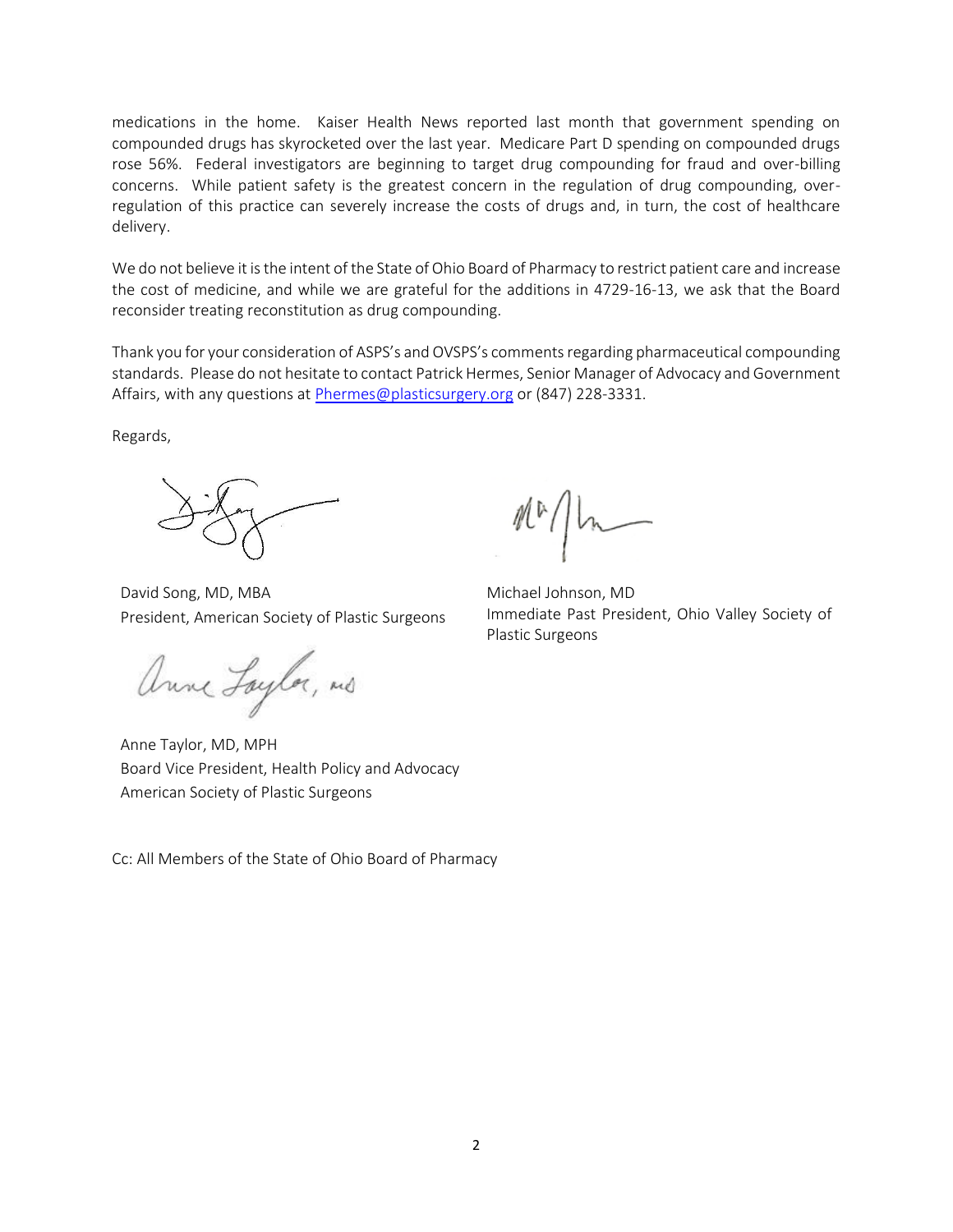medications in the home. Kaiser Health News reported last month that government spending on compounded drugs has skyrocketed over the last year. Medicare Part D spending on compounded drugs rose 56%. Federal investigators are beginning to target drug compounding for fraud and over-billing concerns. While patient safety is the greatest concern in the regulation of drug compounding, over-regulation of this practice can severely increase the costs of drugs and, in turn, the cost of healthcare delivery.

We do not believe it is the intent of the State of Ohio Board of Pharmacy to restrict patient care and increase the cost of medicine, and while we are grateful for the additions in 4729-16-13, we ask that the Board reconsider treating reconstitution as drug compounding.

Thank you for your consideration of ASPS's and OVSPS's comments regarding pharmaceutical compounding standards. Please do not hesitate to contact Patrick Hermes, Senior Manager of Advocacy and Government Affairs, with any questions at [Phermes@plasticsurgery.org](mailto:Phermes@plasticsurgery.org) or (847) 228-3331.

Regards,

David Song, MD, MBA
President, American Society of Plastic Surgeons

Michael Johnson, MD
Immediate Past President, Ohio Valley Society of Plastic Surgeons

Anne Taylor, MD, MPH
Board Vice President, Health Policy and Advocacy
American Society of Plastic Surgeons

Cc: All Members of the State of Ohio Board of Pharmacy